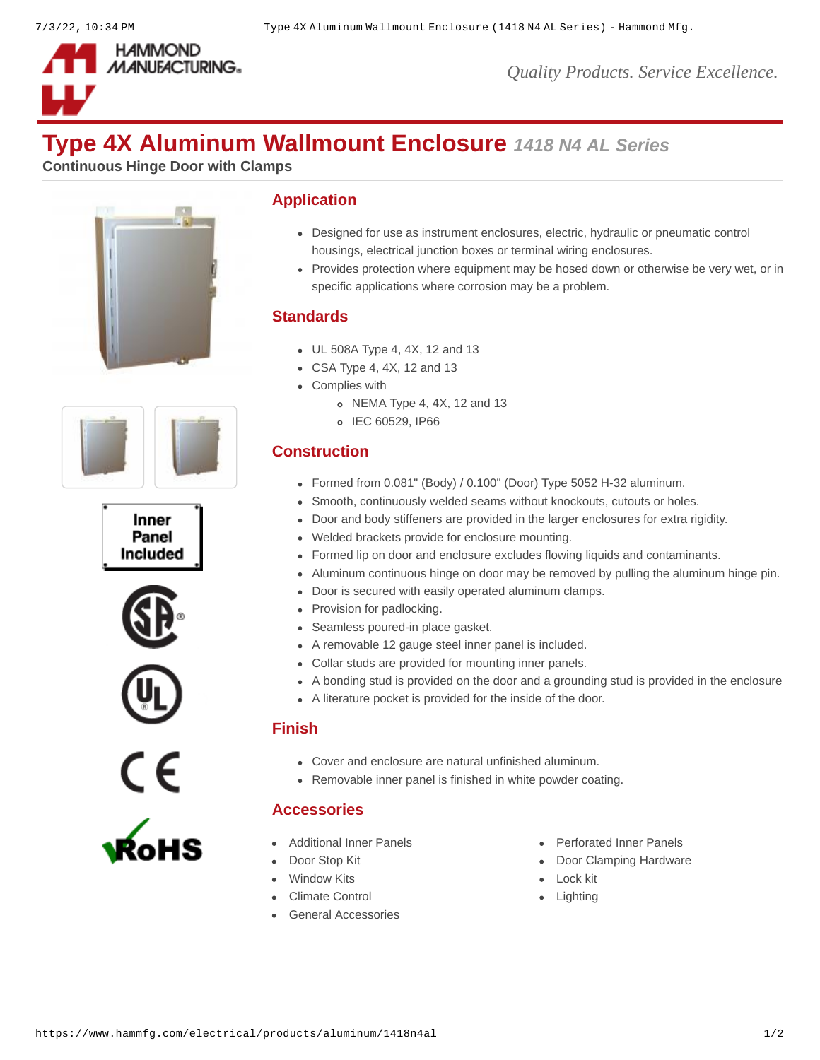# Type 4X Aluminum Wallmount Enclosure *1418 N4 AL Series*

**Continuous Hinge Door with Clamps**

Inner Panel Included

## Application

- Designed for use as instrument enclosures, electric, hydraulic or pneumatic control housings, electrical junction boxes or terminal wiring enclosures.
- Provides protection where equipment may be hosed down or otherwise be very wet, or in specific applications where corrosion may be a problem.

## Standards

- UL 508A Type 4, 4X, 12 and 13
- CSA Type 4, 4X, 12 and 13
- Complies with
  - NEMA Type 4, 4X, 12 and 13
  - IEC 60529, IP66

## Construction

- Formed from 0.081" (Body) / 0.100" (Door) Type 5052 H-32 aluminum.
- Smooth, continuously welded seams without knockouts, cutouts or holes.
- Door and body stiffeners are provided in the larger enclosures for extra rigidity.
- Welded brackets provide for enclosure mounting.
- Formed lip on door and enclosure excludes flowing liquids and contaminants.
- Aluminum continuous hinge on door may be removed by pulling the aluminum hinge pin.
- Door is secured with easily operated aluminum clamps.
- Provision for padlocking.
- Seamless poured-in place gasket.
- A removable 12 gauge steel inner panel is included.
- Collar studs are provided for mounting inner panels.
- A bonding stud is provided on the door and a grounding stud is provided in the enclosure
- A literature pocket is provided for the inside of the door.

## Finish

- Cover and enclosure are natural unfinished aluminum.
- Removable inner panel is finished in white powder coating.

## Accessories

- Additional Inner Panels
- Door Stop Kit
- Window Kits
- Climate Control
- General Accessories
- Perforated Inner Panels
- Door Clamping Hardware
- Lock kit
- Lighting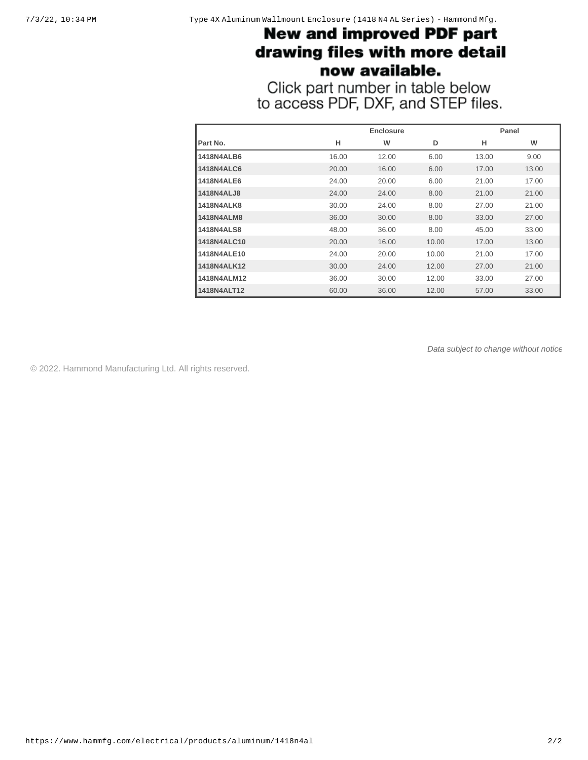**New and improved PDF part drawing files with more detail now available.**

Click part number in table below to access PDF, DXF, and STEP files.

| | Enclosure | | | Panel | |
|---|---|---|---|---|---|
| Part No. | H | W | D | H | W |
| **1418N4ALB6** | 16.00 | 12.00 | 6.00 | 13.00 | 9.00 |
| **1418N4ALC6** | 20.00 | 16.00 | 6.00 | 17.00 | 13.00 |
| **1418N4ALE6** | 24.00 | 20.00 | 6.00 | 21.00 | 17.00 |
| **1418N4ALJ8** | 24.00 | 24.00 | 8.00 | 21.00 | 21.00 |
| **1418N4ALK8** | 30.00 | 24.00 | 8.00 | 27.00 | 21.00 |
| **1418N4ALM8** | 36.00 | 30.00 | 8.00 | 33.00 | 27.00 |
| **1418N4ALS8** | 48.00 | 36.00 | 8.00 | 45.00 | 33.00 |
| **1418N4ALC10** | 20.00 | 16.00 | 10.00 | 17.00 | 13.00 |
| **1418N4ALE10** | 24.00 | 20.00 | 10.00 | 21.00 | 17.00 |
| **1418N4ALK12** | 30.00 | 24.00 | 12.00 | 27.00 | 21.00 |
| **1418N4ALM12** | 36.00 | 30.00 | 12.00 | 33.00 | 27.00 |
| **1418N4ALT12** | 60.00 | 36.00 | 12.00 | 57.00 | 33.00 |

*Data subject to change without notice*

© 2022. Hammond Manufacturing Ltd. All rights reserved.